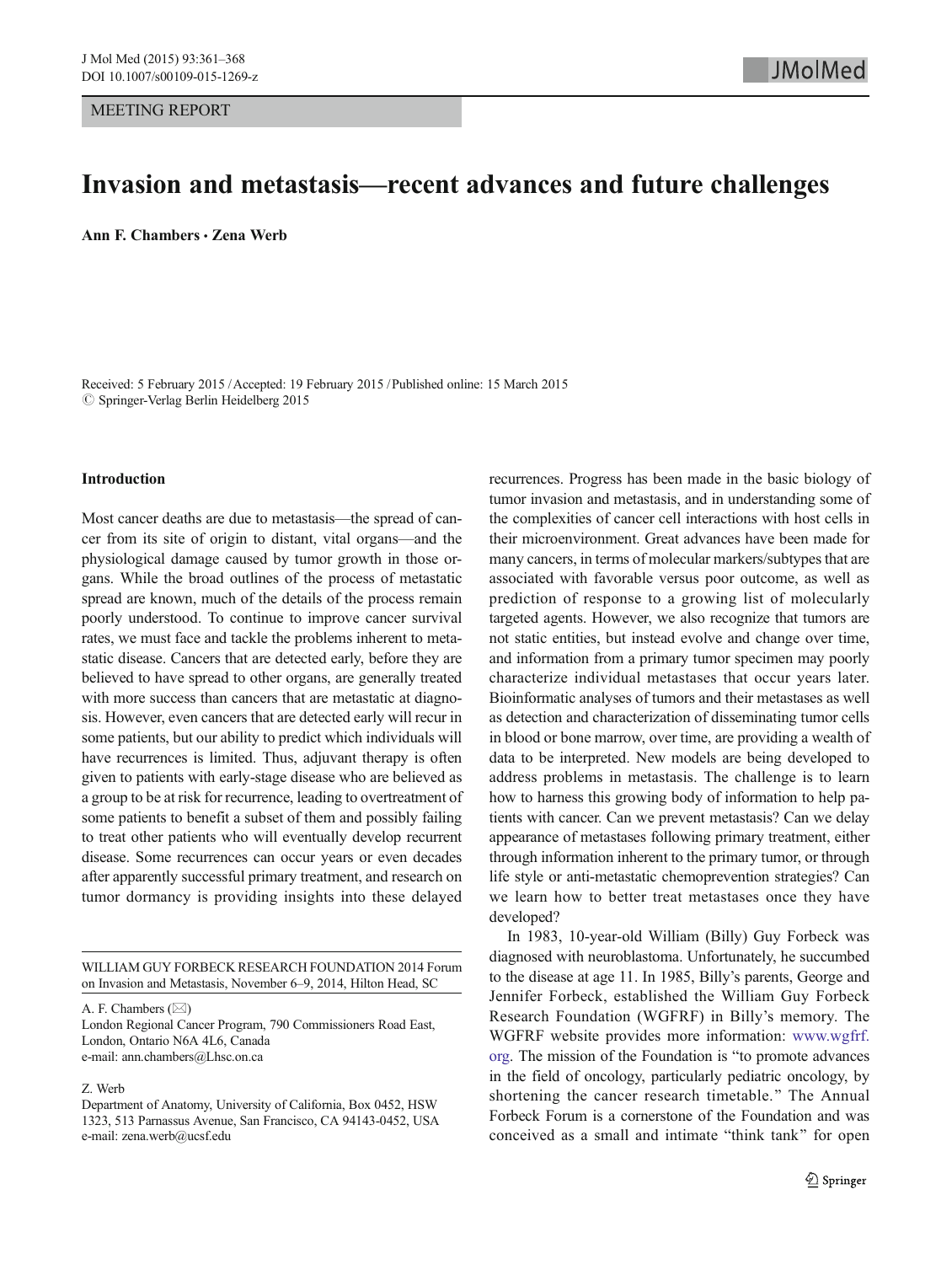MEETING REPORT

# Invasion and metastasis—recent advances and future challenges

**Ann F. Chambers · Zena Werb**

Received: 5 February 2015 / Accepted: 19 February 2015 / Published online: 15 March 2015
© Springer-Verlag Berlin Heidelberg 2015

## Introduction

Most cancer deaths are due to metastasis—the spread of cancer from its site of origin to distant, vital organs—and the physiological damage caused by tumor growth in those organs. While the broad outlines of the process of metastatic spread are known, much of the details of the process remain poorly understood. To continue to improve cancer survival rates, we must face and tackle the problems inherent to metastatic disease. Cancers that are detected early, before they are believed to have spread to other organs, are generally treated with more success than cancers that are metastatic at diagnosis. However, even cancers that are detected early will recur in some patients, but our ability to predict which individuals will have recurrences is limited. Thus, adjuvant therapy is often given to patients with early-stage disease who are believed as a group to be at risk for recurrence, leading to overtreatment of some patients to benefit a subset of them and possibly failing to treat other patients who will eventually develop recurrent disease. Some recurrences can occur years or even decades after apparently successful primary treatment, and research on tumor dormancy is providing insights into these delayed recurrences. Progress has been made in the basic biology of tumor invasion and metastasis, and in understanding some of the complexities of cancer cell interactions with host cells in their microenvironment. Great advances have been made for many cancers, in terms of molecular markers/subtypes that are associated with favorable versus poor outcome, as well as prediction of response to a growing list of molecularly targeted agents. However, we also recognize that tumors are not static entities, but instead evolve and change over time, and information from a primary tumor specimen may poorly characterize individual metastases that occur years later. Bioinformatic analyses of tumors and their metastases as well as detection and characterization of disseminating tumor cells in blood or bone marrow, over time, are providing a wealth of data to be interpreted. New models are being developed to address problems in metastasis. The challenge is to learn how to harness this growing body of information to help patients with cancer. Can we prevent metastasis? Can we delay appearance of metastases following primary treatment, either through information inherent to the primary tumor, or through life style or anti-metastatic chemoprevention strategies? Can we learn how to better treat metastases once they have developed?

In 1983, 10-year-old William (Billy) Guy Forbeck was diagnosed with neuroblastoma. Unfortunately, he succumbed to the disease at age 11. In 1985, Billy's parents, George and Jennifer Forbeck, established the William Guy Forbeck Research Foundation (WGFRF) in Billy's memory. The WGFRF website provides more information: www.wgfrf.org. The mission of the Foundation is "to promote advances in the field of oncology, particularly pediatric oncology, by shortening the cancer research timetable." The Annual Forbeck Forum is a cornerstone of the Foundation and was conceived as a small and intimate "think tank" for open

---

WILLIAM GUY FORBECK RESEARCH FOUNDATION 2014 Forum on Invasion and Metastasis, November 6–9, 2014, Hilton Head, SC

A. F. Chambers (✉)
London Regional Cancer Program, 790 Commissioners Road East, London, Ontario N6A 4L6, Canada
e-mail: ann.chambers@Lhsc.on.ca

Z. Werb
Department of Anatomy, University of California, Box 0452, HSW 1323, 513 Parnassus Avenue, San Francisco, CA 94143-0452, USA
e-mail: zena.werb@ucsf.edu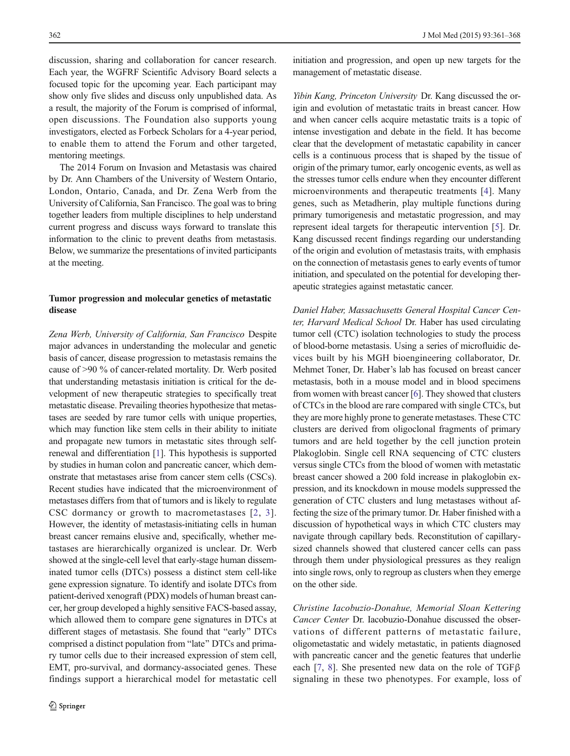discussion, sharing and collaboration for cancer research. Each year, the WGFRF Scientific Advisory Board selects a focused topic for the upcoming year. Each participant may show only five slides and discuss only unpublished data. As a result, the majority of the Forum is comprised of informal, open discussions. The Foundation also supports young investigators, elected as Forbeck Scholars for a 4-year period, to enable them to attend the Forum and other targeted, mentoring meetings.

The 2014 Forum on Invasion and Metastasis was chaired by Dr. Ann Chambers of the University of Western Ontario, London, Ontario, Canada, and Dr. Zena Werb from the University of California, San Francisco. The goal was to bring together leaders from multiple disciplines to help understand current progress and discuss ways forward to translate this information to the clinic to prevent deaths from metastasis. Below, we summarize the presentations of invited participants at the meeting.

## Tumor progression and molecular genetics of metastatic disease

*Zena Werb, University of California, San Francisco* Despite major advances in understanding the molecular and genetic basis of cancer, disease progression to metastasis remains the cause of >90 % of cancer-related mortality. Dr. Werb posited that understanding metastasis initiation is critical for the development of new therapeutic strategies to specifically treat metastatic disease. Prevailing theories hypothesize that metastases are seeded by rare tumor cells with unique properties, which may function like stem cells in their ability to initiate and propagate new tumors in metastatic sites through self-renewal and differentiation [1]. This hypothesis is supported by studies in human colon and pancreatic cancer, which demonstrate that metastases arise from cancer stem cells (CSCs). Recent studies have indicated that the microenvironment of metastases differs from that of tumors and is likely to regulate CSC dormancy or growth to macrometastases [2, 3]. However, the identity of metastasis-initiating cells in human breast cancer remains elusive and, specifically, whether metastases are hierarchically organized is unclear. Dr. Werb showed at the single-cell level that early-stage human disseminated tumor cells (DTCs) possess a distinct stem cell-like gene expression signature. To identify and isolate DTCs from patient-derived xenograft (PDX) models of human breast cancer, her group developed a highly sensitive FACS-based assay, which allowed them to compare gene signatures in DTCs at different stages of metastasis. She found that "early" DTCs comprised a distinct population from "late" DTCs and primary tumor cells due to their increased expression of stem cell, EMT, pro-survival, and dormancy-associated genes. These findings support a hierarchical model for metastatic cell initiation and progression, and open up new targets for the management of metastatic disease.

*Yibin Kang, Princeton University* Dr. Kang discussed the origin and evolution of metastatic traits in breast cancer. How and when cancer cells acquire metastatic traits is a topic of intense investigation and debate in the field. It has become clear that the development of metastatic capability in cancer cells is a continuous process that is shaped by the tissue of origin of the primary tumor, early oncogenic events, as well as the stresses tumor cells endure when they encounter different microenvironments and therapeutic treatments [4]. Many genes, such as Metadherin, play multiple functions during primary tumorigenesis and metastatic progression, and may represent ideal targets for therapeutic intervention [5]. Dr. Kang discussed recent findings regarding our understanding of the origin and evolution of metastasis traits, with emphasis on the connection of metastasis genes to early events of tumor initiation, and speculated on the potential for developing therapeutic strategies against metastatic cancer.

*Daniel Haber, Massachusetts General Hospital Cancer Center, Harvard Medical School* Dr. Haber has used circulating tumor cell (CTC) isolation technologies to study the process of blood-borne metastasis. Using a series of microfluidic devices built by his MGH bioengineering collaborator, Dr. Mehmet Toner, Dr. Haber's lab has focused on breast cancer metastasis, both in a mouse model and in blood specimens from women with breast cancer [6]. They showed that clusters of CTCs in the blood are rare compared with single CTCs, but they are more highly prone to generate metastases. These CTC clusters are derived from oligoclonal fragments of primary tumors and are held together by the cell junction protein Plakoglobin. Single cell RNA sequencing of CTC clusters versus single CTCs from the blood of women with metastatic breast cancer showed a 200 fold increase in plakoglobin expression, and its knockdown in mouse models suppressed the generation of CTC clusters and lung metastases without affecting the size of the primary tumor. Dr. Haber finished with a discussion of hypothetical ways in which CTC clusters may navigate through capillary beds. Reconstitution of capillary-sized channels showed that clustered cancer cells can pass through them under physiological pressures as they realign into single rows, only to regroup as clusters when they emerge on the other side.

*Christine Iacobuzio-Donahue, Memorial Sloan Kettering Cancer Center* Dr. Iacobuzio-Donahue discussed the observations of different patterns of metastatic failure, oligometastatic and widely metastatic, in patients diagnosed with pancreatic cancer and the genetic features that underlie each [7, 8]. She presented new data on the role of TGFβ signaling in these two phenotypes. For example, loss of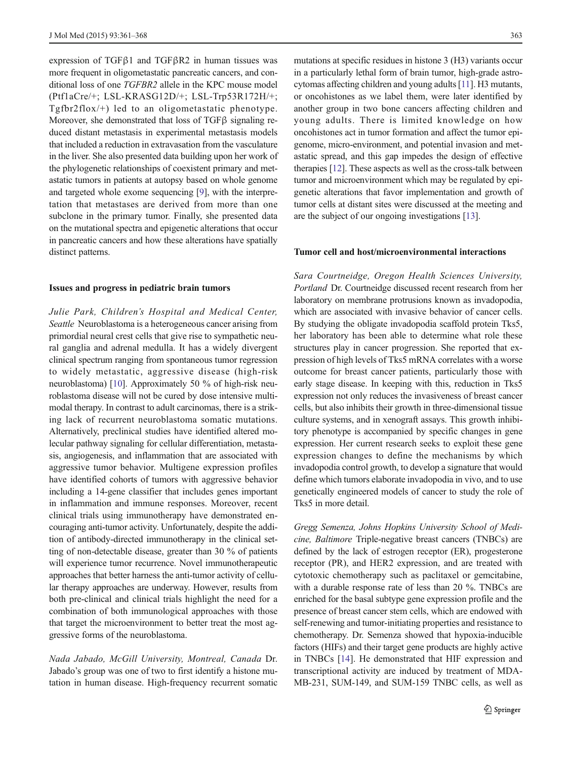expression of TGFβ1 and TGFβR2 in human tissues was more frequent in oligometastatic pancreatic cancers, and conditional loss of one *TGFBR2* allele in the KPC mouse model (Ptf1aCre/+; LSL-KRASG12D/+; LSL-Trp53R172H/+; Tgfbr2flox/+) led to an oligometastatic phenotype. Moreover, she demonstrated that loss of TGFβ signaling reduced distant metastasis in experimental metastasis models that included a reduction in extravasation from the vasculature in the liver. She also presented data building upon her work of the phylogenetic relationships of coexistent primary and metastatic tumors in patients at autopsy based on whole genome and targeted whole exome sequencing [9], with the interpretation that metastases are derived from more than one subclone in the primary tumor. Finally, she presented data on the mutational spectra and epigenetic alterations that occur in pancreatic cancers and how these alterations have spatially distinct patterns.

## Issues and progress in pediatric brain tumors

*Julie Park, Children's Hospital and Medical Center, Seattle* Neuroblastoma is a heterogeneous cancer arising from primordial neural crest cells that give rise to sympathetic neural ganglia and adrenal medulla. It has a widely divergent clinical spectrum ranging from spontaneous tumor regression to widely metastatic, aggressive disease (high-risk neuroblastoma) [10]. Approximately 50 % of high-risk neuroblastoma disease will not be cured by dose intensive multimodal therapy. In contrast to adult carcinomas, there is a striking lack of recurrent neuroblastoma somatic mutations. Alternatively, preclinical studies have identified altered molecular pathway signaling for cellular differentiation, metastasis, angiogenesis, and inflammation that are associated with aggressive tumor behavior. Multigene expression profiles have identified cohorts of tumors with aggressive behavior including a 14-gene classifier that includes genes important in inflammation and immune responses. Moreover, recent clinical trials using immunotherapy have demonstrated encouraging anti-tumor activity. Unfortunately, despite the addition of antibody-directed immunotherapy in the clinical setting of non-detectable disease, greater than 30 % of patients will experience tumor recurrence. Novel immunotherapeutic approaches that better harness the anti-tumor activity of cellular therapy approaches are underway. However, results from both pre-clinical and clinical trials highlight the need for a combination of both immunological approaches with those that target the microenvironment to better treat the most aggressive forms of the neuroblastoma.

*Nada Jabado, McGill University, Montreal, Canada* Dr. Jabado's group was one of two to first identify a histone mutation in human disease. High-frequency recurrent somatic mutations at specific residues in histone 3 (H3) variants occur in a particularly lethal form of brain tumor, high-grade astrocytomas affecting children and young adults [11]. H3 mutants, or oncohistones as we label them, were later identified by another group in two bone cancers affecting children and young adults. There is limited knowledge on how oncohistones act in tumor formation and affect the tumor epigenome, micro-environment, and potential invasion and metastatic spread, and this gap impedes the design of effective therapies [12]. These aspects as well as the cross-talk between tumor and microenvironment which may be regulated by epigenetic alterations that favor implementation and growth of tumor cells at distant sites were discussed at the meeting and are the subject of our ongoing investigations [13].

## Tumor cell and host/microenvironmental interactions

*Sara Courtneidge, Oregon Health Sciences University, Portland* Dr. Courtneidge discussed recent research from her laboratory on membrane protrusions known as invadopodia, which are associated with invasive behavior of cancer cells. By studying the obligate invadopodia scaffold protein Tks5, her laboratory has been able to determine what role these structures play in cancer progression. She reported that expression of high levels of Tks5 mRNA correlates with a worse outcome for breast cancer patients, particularly those with early stage disease. In keeping with this, reduction in Tks5 expression not only reduces the invasiveness of breast cancer cells, but also inhibits their growth in three-dimensional tissue culture systems, and in xenograft assays. This growth inhibitory phenotype is accompanied by specific changes in gene expression. Her current research seeks to exploit these gene expression changes to define the mechanisms by which invadopodia control growth, to develop a signature that would define which tumors elaborate invadopodia in vivo, and to use genetically engineered models of cancer to study the role of Tks5 in more detail.

*Gregg Semenza, Johns Hopkins University School of Medicine, Baltimore* Triple-negative breast cancers (TNBCs) are defined by the lack of estrogen receptor (ER), progesterone receptor (PR), and HER2 expression, and are treated with cytotoxic chemotherapy such as paclitaxel or gemcitabine, with a durable response rate of less than 20 %. TNBCs are enriched for the basal subtype gene expression profile and the presence of breast cancer stem cells, which are endowed with self-renewing and tumor-initiating properties and resistance to chemotherapy. Dr. Semenza showed that hypoxia-inducible factors (HIFs) and their target gene products are highly active in TNBCs [14]. He demonstrated that HIF expression and transcriptional activity are induced by treatment of MDA-MB-231, SUM-149, and SUM-159 TNBC cells, as well as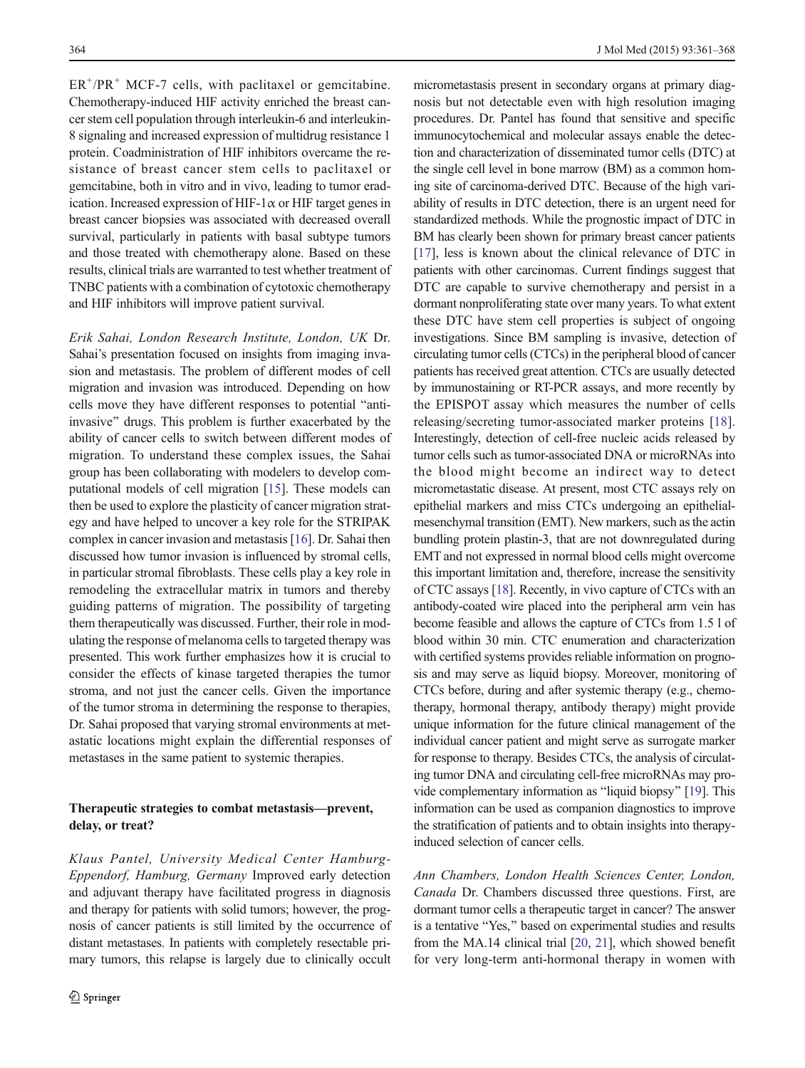$ER^+/PR^+$ MCF-7 cells, with paclitaxel or gemcitabine. Chemotherapy-induced HIF activity enriched the breast cancer stem cell population through interleukin-6 and interleukin-8 signaling and increased expression of multidrug resistance 1 protein. Coadministration of HIF inhibitors overcame the resistance of breast cancer stem cells to paclitaxel or gemcitabine, both in vitro and in vivo, leading to tumor eradication. Increased expression of HIF-1α or HIF target genes in breast cancer biopsies was associated with decreased overall survival, particularly in patients with basal subtype tumors and those treated with chemotherapy alone. Based on these results, clinical trials are warranted to test whether treatment of TNBC patients with a combination of cytotoxic chemotherapy and HIF inhibitors will improve patient survival.

*Erik Sahai, London Research Institute, London, UK* Dr. Sahai's presentation focused on insights from imaging invasion and metastasis. The problem of different modes of cell migration and invasion was introduced. Depending on how cells move they have different responses to potential "anti-invasive" drugs. This problem is further exacerbated by the ability of cancer cells to switch between different modes of migration. To understand these complex issues, the Sahai group has been collaborating with modelers to develop computational models of cell migration [15]. These models can then be used to explore the plasticity of cancer migration strategy and have helped to uncover a key role for the STRIPAK complex in cancer invasion and metastasis [16]. Dr. Sahai then discussed how tumor invasion is influenced by stromal cells, in particular stromal fibroblasts. These cells play a key role in remodeling the extracellular matrix in tumors and thereby guiding patterns of migration. The possibility of targeting them therapeutically was discussed. Further, their role in modulating the response of melanoma cells to targeted therapy was presented. This work further emphasizes how it is crucial to consider the effects of kinase targeted therapies the tumor stroma, and not just the cancer cells. Given the importance of the tumor stroma in determining the response to therapies, Dr. Sahai proposed that varying stromal environments at metastatic locations might explain the differential responses of metastases in the same patient to systemic therapies.

## Therapeutic strategies to combat metastasis—prevent, delay, or treat?

*Klaus Pantel, University Medical Center Hamburg-Eppendorf, Hamburg, Germany* Improved early detection and adjuvant therapy have facilitated progress in diagnosis and therapy for patients with solid tumors; however, the prognosis of cancer patients is still limited by the occurrence of distant metastases. In patients with completely resectable primary tumors, this relapse is largely due to clinically occult micrometastasis present in secondary organs at primary diagnosis but not detectable even with high resolution imaging procedures. Dr. Pantel has found that sensitive and specific immunocytochemical and molecular assays enable the detection and characterization of disseminated tumor cells (DTC) at the single cell level in bone marrow (BM) as a common homing site of carcinoma-derived DTC. Because of the high variability of results in DTC detection, there is an urgent need for standardized methods. While the prognostic impact of DTC in BM has clearly been shown for primary breast cancer patients [17], less is known about the clinical relevance of DTC in patients with other carcinomas. Current findings suggest that DTC are capable to survive chemotherapy and persist in a dormant nonproliferating state over many years. To what extent these DTC have stem cell properties is subject of ongoing investigations. Since BM sampling is invasive, detection of circulating tumor cells (CTCs) in the peripheral blood of cancer patients has received great attention. CTCs are usually detected by immunostaining or RT-PCR assays, and more recently by the EPISPOT assay which measures the number of cells releasing/secreting tumor-associated marker proteins [18]. Interestingly, detection of cell-free nucleic acids released by tumor cells such as tumor-associated DNA or microRNAs into the blood might become an indirect way to detect micrometastatic disease. At present, most CTC assays rely on epithelial markers and miss CTCs undergoing an epithelial-mesenchymal transition (EMT). New markers, such as the actin bundling protein plastin-3, that are not downregulated during EMT and not expressed in normal blood cells might overcome this important limitation and, therefore, increase the sensitivity of CTC assays [18]. Recently, in vivo capture of CTCs with an antibody-coated wire placed into the peripheral arm vein has become feasible and allows the capture of CTCs from 1.5 l of blood within 30 min. CTC enumeration and characterization with certified systems provides reliable information on prognosis and may serve as liquid biopsy. Moreover, monitoring of CTCs before, during and after systemic therapy (e.g., chemotherapy, hormonal therapy, antibody therapy) might provide unique information for the future clinical management of the individual cancer patient and might serve as surrogate marker for response to therapy. Besides CTCs, the analysis of circulating tumor DNA and circulating cell-free microRNAs may provide complementary information as "liquid biopsy" [19]. This information can be used as companion diagnostics to improve the stratification of patients and to obtain insights into therapy-induced selection of cancer cells.

*Ann Chambers, London Health Sciences Center, London, Canada* Dr. Chambers discussed three questions. First, are dormant tumor cells a therapeutic target in cancer? The answer is a tentative "Yes," based on experimental studies and results from the MA.14 clinical trial [20, 21], which showed benefit for very long-term anti-hormonal therapy in women with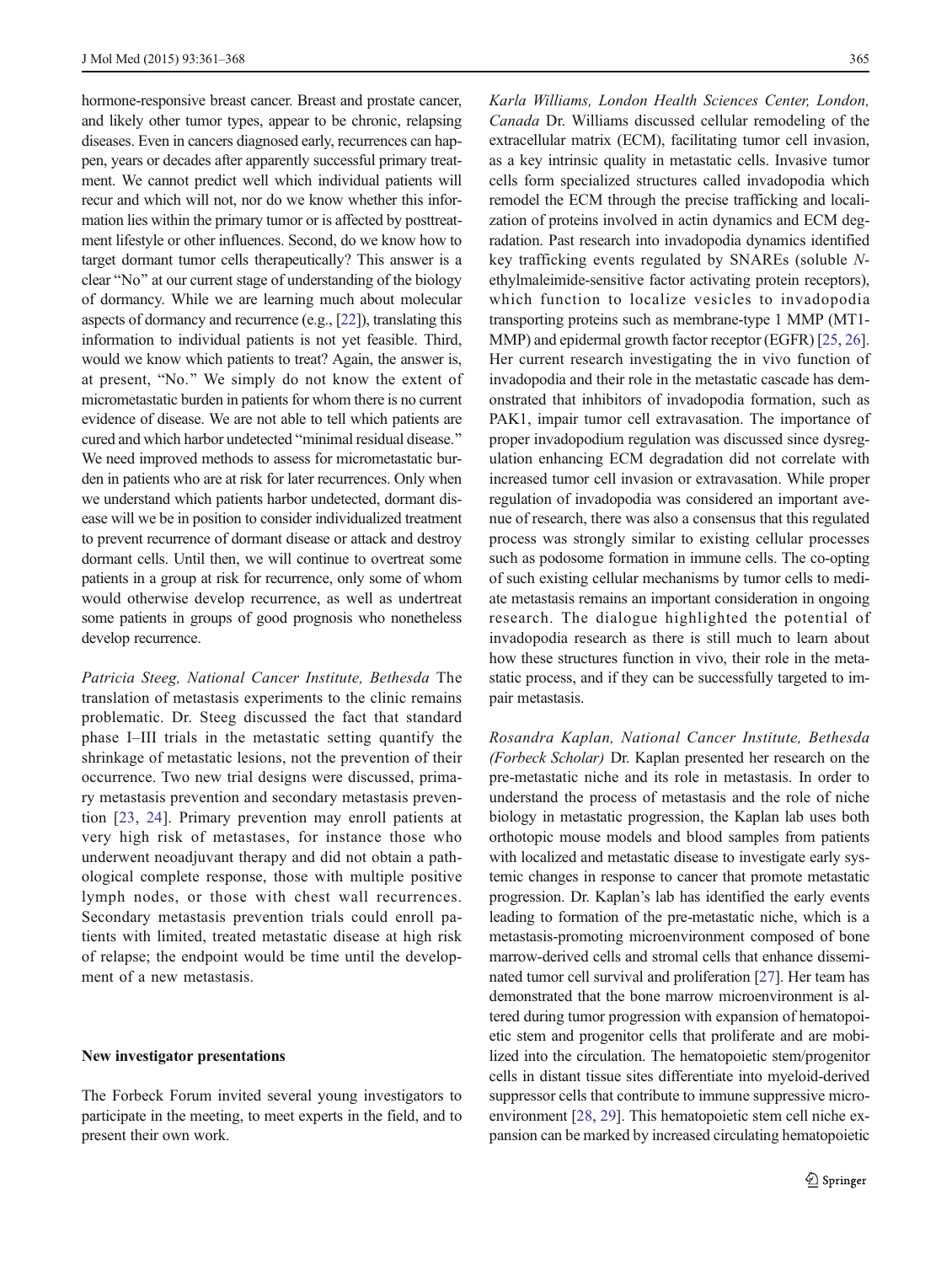hormone-responsive breast cancer. Breast and prostate cancer, and likely other tumor types, appear to be chronic, relapsing diseases. Even in cancers diagnosed early, recurrences can happen, years or decades after apparently successful primary treatment. We cannot predict well which individual patients will recur and which will not, nor do we know whether this information lies within the primary tumor or is affected by posttreatment lifestyle or other influences. Second, do we know how to target dormant tumor cells therapeutically? This answer is a clear "No" at our current stage of understanding of the biology of dormancy. While we are learning much about molecular aspects of dormancy and recurrence (e.g., [22]), translating this information to individual patients is not yet feasible. Third, would we know which patients to treat? Again, the answer is, at present, "No." We simply do not know the extent of micrometastatic burden in patients for whom there is no current evidence of disease. We are not able to tell which patients are cured and which harbor undetected "minimal residual disease." We need improved methods to assess for micrometastatic burden in patients who are at risk for later recurrences. Only when we understand which patients harbor undetected, dormant disease will we be in position to consider individualized treatment to prevent recurrence of dormant disease or attack and destroy dormant cells. Until then, we will continue to overtreat some patients in a group at risk for recurrence, only some of whom would otherwise develop recurrence, as well as undertreat some patients in groups of good prognosis who nonetheless develop recurrence.

*Patricia Steeg, National Cancer Institute, Bethesda* The translation of metastasis experiments to the clinic remains problematic. Dr. Steeg discussed the fact that standard phase I–III trials in the metastatic setting quantify the shrinkage of metastatic lesions, not the prevention of their occurrence. Two new trial designs were discussed, primary metastasis prevention and secondary metastasis prevention [23, 24]. Primary prevention may enroll patients at very high risk of metastases, for instance those who underwent neoadjuvant therapy and did not obtain a pathological complete response, those with multiple positive lymph nodes, or those with chest wall recurrences. Secondary metastasis prevention trials could enroll patients with limited, treated metastatic disease at high risk of relapse; the endpoint would be time until the development of a new metastasis.

## New investigator presentations

The Forbeck Forum invited several young investigators to participate in the meeting, to meet experts in the field, and to present their own work.

*Karla Williams, London Health Sciences Center, London, Canada* Dr. Williams discussed cellular remodeling of the extracellular matrix (ECM), facilitating tumor cell invasion, as a key intrinsic quality in metastatic cells. Invasive tumor cells form specialized structures called invadopodia which remodel the ECM through the precise trafficking and localization of proteins involved in actin dynamics and ECM degradation. Past research into invadopodia dynamics identified key trafficking events regulated by SNAREs (soluble *N*-ethylmaleimide-sensitive factor activating protein receptors), which function to localize vesicles to invadopodia transporting proteins such as membrane-type 1 MMP (MT1-MMP) and epidermal growth factor receptor (EGFR) [25, 26]. Her current research investigating the in vivo function of invadopodia and their role in the metastatic cascade has demonstrated that inhibitors of invadopodia formation, such as PAK1, impair tumor cell extravasation. The importance of proper invadopodium regulation was discussed since dysregulation enhancing ECM degradation did not correlate with increased tumor cell invasion or extravasation. While proper regulation of invadopodia was considered an important avenue of research, there was also a consensus that this regulated process was strongly similar to existing cellular processes such as podosome formation in immune cells. The co-opting of such existing cellular mechanisms by tumor cells to mediate metastasis remains an important consideration in ongoing research. The dialogue highlighted the potential of invadopodia research as there is still much to learn about how these structures function in vivo, their role in the metastatic process, and if they can be successfully targeted to impair metastasis.

*Rosandra Kaplan, National Cancer Institute, Bethesda (Forbeck Scholar)* Dr. Kaplan presented her research on the pre-metastatic niche and its role in metastasis. In order to understand the process of metastasis and the role of niche biology in metastatic progression, the Kaplan lab uses both orthotopic mouse models and blood samples from patients with localized and metastatic disease to investigate early systemic changes in response to cancer that promote metastatic progression. Dr. Kaplan's lab has identified the early events leading to formation of the pre-metastatic niche, which is a metastasis-promoting microenvironment composed of bone marrow-derived cells and stromal cells that enhance disseminated tumor cell survival and proliferation [27]. Her team has demonstrated that the bone marrow microenvironment is altered during tumor progression with expansion of hematopoietic stem and progenitor cells that proliferate and are mobilized into the circulation. The hematopoietic stem/progenitor cells in distant tissue sites differentiate into myeloid-derived suppressor cells that contribute to immune suppressive microenvironment [28, 29]. This hematopoietic stem cell niche expansion can be marked by increased circulating hematopoietic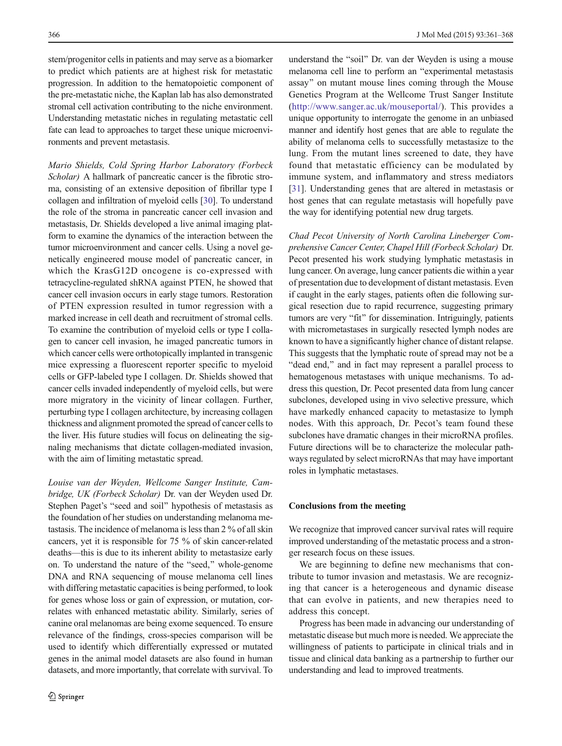stem/progenitor cells in patients and may serve as a biomarker to predict which patients are at highest risk for metastatic progression. In addition to the hematopoietic component of the pre-metastatic niche, the Kaplan lab has also demonstrated stromal cell activation contributing to the niche environment. Understanding metastatic niches in regulating metastatic cell fate can lead to approaches to target these unique microenvironments and prevent metastasis.

*Mario Shields, Cold Spring Harbor Laboratory (Forbeck Scholar)* A hallmark of pancreatic cancer is the fibrotic stroma, consisting of an extensive deposition of fibrillar type I collagen and infiltration of myeloid cells [30]. To understand the role of the stroma in pancreatic cancer cell invasion and metastasis, Dr. Shields developed a live animal imaging platform to examine the dynamics of the interaction between the tumor microenvironment and cancer cells. Using a novel genetically engineered mouse model of pancreatic cancer, in which the KrasG12D oncogene is co-expressed with tetracycline-regulated shRNA against PTEN, he showed that cancer cell invasion occurs in early stage tumors. Restoration of PTEN expression resulted in tumor regression with a marked increase in cell death and recruitment of stromal cells. To examine the contribution of myeloid cells or type I collagen to cancer cell invasion, he imaged pancreatic tumors in which cancer cells were orthotopically implanted in transgenic mice expressing a fluorescent reporter specific to myeloid cells or GFP-labeled type I collagen. Dr. Shields showed that cancer cells invaded independently of myeloid cells, but were more migratory in the vicinity of linear collagen. Further, perturbing type I collagen architecture, by increasing collagen thickness and alignment promoted the spread of cancer cells to the liver. His future studies will focus on delineating the signaling mechanisms that dictate collagen-mediated invasion, with the aim of limiting metastatic spread.

*Louise van der Weyden, Wellcome Sanger Institute, Cambridge, UK (Forbeck Scholar)* Dr. van der Weyden used Dr. Stephen Paget's "seed and soil" hypothesis of metastasis as the foundation of her studies on understanding melanoma metastasis. The incidence of melanoma is less than 2 % of all skin cancers, yet it is responsible for 75 % of skin cancer-related deaths—this is due to its inherent ability to metastasize early on. To understand the nature of the "seed," whole-genome DNA and RNA sequencing of mouse melanoma cell lines with differing metastatic capacities is being performed, to look for genes whose loss or gain of expression, or mutation, correlates with enhanced metastatic ability. Similarly, series of canine oral melanomas are being exome sequenced. To ensure relevance of the findings, cross-species comparison will be used to identify which differentially expressed or mutated genes in the animal model datasets are also found in human datasets, and more importantly, that correlate with survival. To understand the "soil" Dr. van der Weyden is using a mouse melanoma cell line to perform an "experimental metastasis assay" on mutant mouse lines coming through the Mouse Genetics Program at the Wellcome Trust Sanger Institute (http://www.sanger.ac.uk/mouseportal/). This provides a unique opportunity to interrogate the genome in an unbiased manner and identify host genes that are able to regulate the ability of melanoma cells to successfully metastasize to the lung. From the mutant lines screened to date, they have found that metastatic efficiency can be modulated by immune system, and inflammatory and stress mediators [31]. Understanding genes that are altered in metastasis or host genes that can regulate metastasis will hopefully pave the way for identifying potential new drug targets.

*Chad Pecot University of North Carolina Lineberger Comprehensive Cancer Center, Chapel Hill (Forbeck Scholar)* Dr. Pecot presented his work studying lymphatic metastasis in lung cancer. On average, lung cancer patients die within a year of presentation due to development of distant metastasis. Even if caught in the early stages, patients often die following surgical resection due to rapid recurrence, suggesting primary tumors are very "fit" for dissemination. Intriguingly, patients with micrometastases in surgically resected lymph nodes are known to have a significantly higher chance of distant relapse. This suggests that the lymphatic route of spread may not be a "dead end," and in fact may represent a parallel process to hematogenous metastases with unique mechanisms. To address this question, Dr. Pecot presented data from lung cancer subclones, developed using in vivo selective pressure, which have markedly enhanced capacity to metastasize to lymph nodes. With this approach, Dr. Pecot's team found these subclones have dramatic changes in their microRNA profiles. Future directions will be to characterize the molecular pathways regulated by select microRNAs that may have important roles in lymphatic metastases.

## Conclusions from the meeting

We recognize that improved cancer survival rates will require improved understanding of the metastatic process and a stronger research focus on these issues.

We are beginning to define new mechanisms that contribute to tumor invasion and metastasis. We are recognizing that cancer is a heterogeneous and dynamic disease that can evolve in patients, and new therapies need to address this concept.

Progress has been made in advancing our understanding of metastatic disease but much more is needed. We appreciate the willingness of patients to participate in clinical trials and in tissue and clinical data banking as a partnership to further our understanding and lead to improved treatments.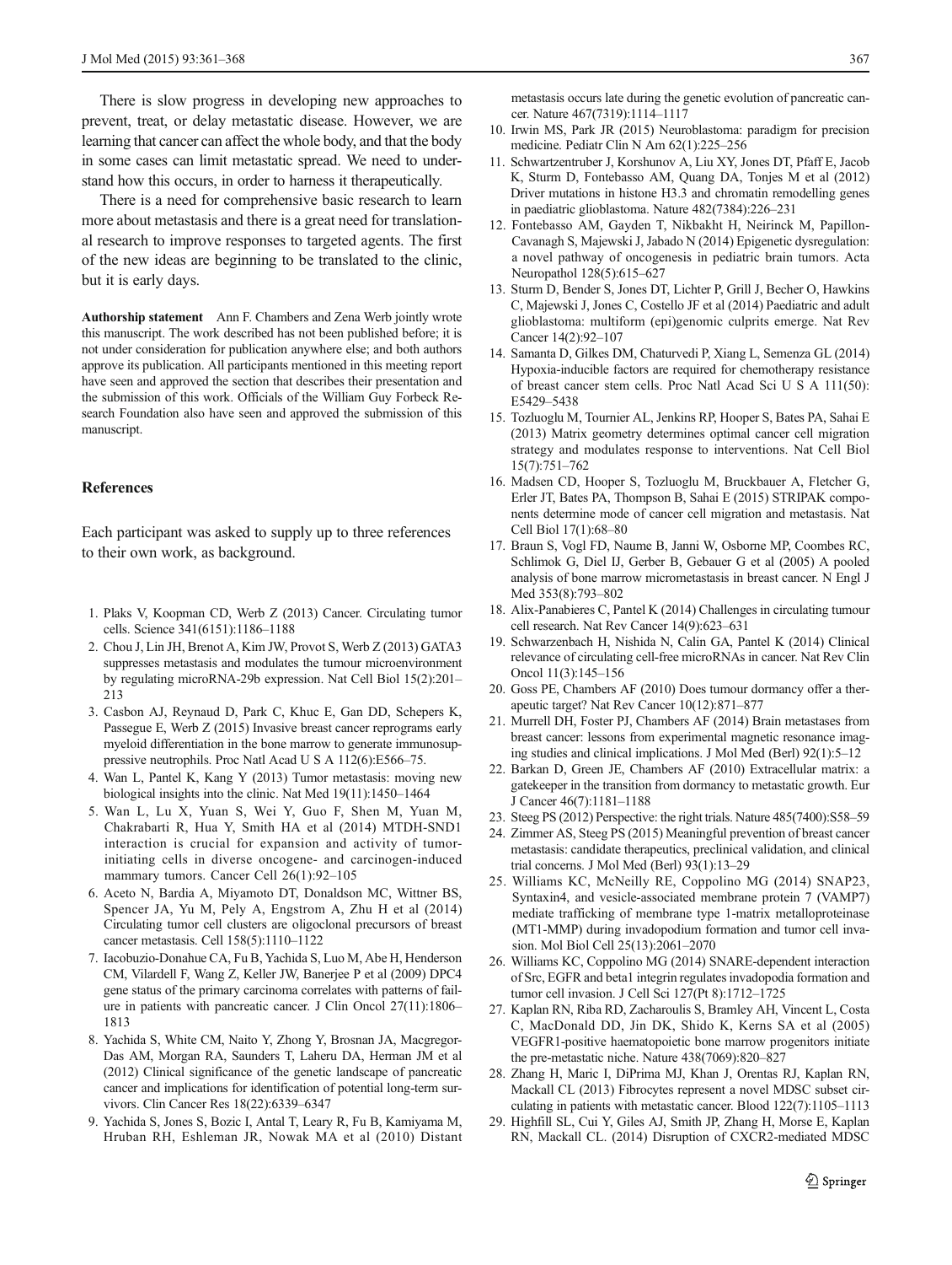There is slow progress in developing new approaches to prevent, treat, or delay metastatic disease. However, we are learning that cancer can affect the whole body, and that the body in some cases can limit metastatic spread. We need to understand how this occurs, in order to harness it therapeutically.

There is a need for comprehensive basic research to learn more about metastasis and there is a great need for translational research to improve responses to targeted agents. The first of the new ideas are beginning to be translated to the clinic, but it is early days.

**Authorship statement** Ann F. Chambers and Zena Werb jointly wrote this manuscript. The work described has not been published before; it is not under consideration for publication anywhere else; and both authors approve its publication. All participants mentioned in this meeting report have seen and approved the section that describes their presentation and the submission of this work. Officials of the William Guy Forbeck Research Foundation also have seen and approved the submission of this manuscript.

## References

Each participant was asked to supply up to three references to their own work, as background.

1. Plaks V, Koopman CD, Werb Z (2013) Cancer. Circulating tumor cells. Science 341(6151):1186–1188
2. Chou J, Lin JH, Brenot A, Kim JW, Provot S, Werb Z (2013) GATA3 suppresses metastasis and modulates the tumour microenvironment by regulating microRNA-29b expression. Nat Cell Biol 15(2):201–213
3. Casbon AJ, Reynaud D, Park C, Khuc E, Gan DD, Schepers K, Passegue E, Werb Z (2015) Invasive breast cancer reprograms early myeloid differentiation in the bone marrow to generate immunosuppressive neutrophils. Proc Natl Acad U S A 112(6):E566–75.
4. Wan L, Pantel K, Kang Y (2013) Tumor metastasis: moving new biological insights into the clinic. Nat Med 19(11):1450–1464
5. Wan L, Lu X, Yuan S, Wei Y, Guo F, Shen M, Yuan M, Chakrabarti R, Hua Y, Smith HA et al (2014) MTDH-SND1 interaction is crucial for expansion and activity of tumor-initiating cells in diverse oncogene- and carcinogen-induced mammary tumors. Cancer Cell 26(1):92–105
6. Aceto N, Bardia A, Miyamoto DT, Donaldson MC, Wittner BS, Spencer JA, Yu M, Pely A, Engstrom A, Zhu H et al (2014) Circulating tumor cell clusters are oligoclonal precursors of breast cancer metastasis. Cell 158(5):1110–1122
7. Iacobuzio-Donahue CA, Fu B, Yachida S, Luo M, Abe H, Henderson CM, Vilardell F, Wang Z, Keller JW, Banerjee P et al (2009) DPC4 gene status of the primary carcinoma correlates with patterns of failure in patients with pancreatic cancer. J Clin Oncol 27(11):1806–1813
8. Yachida S, White CM, Naito Y, Zhong Y, Brosnan JA, Macgregor-Das AM, Morgan RA, Saunders T, Laheru DA, Herman JM et al (2012) Clinical significance of the genetic landscape of pancreatic cancer and implications for identification of potential long-term survivors. Clin Cancer Res 18(22):6339–6347
9. Yachida S, Jones S, Bozic I, Antal T, Leary R, Fu B, Kamiyama M, Hruban RH, Eshleman JR, Nowak MA et al (2010) Distant metastasis occurs late during the genetic evolution of pancreatic cancer. Nature 467(7319):1114–1117
10. Irwin MS, Park JR (2015) Neuroblastoma: paradigm for precision medicine. Pediatr Clin N Am 62(1):225–256
11. Schwartzentruber J, Korshunov A, Liu XY, Jones DT, Pfaff E, Jacob K, Sturm D, Fontebasso AM, Quang DA, Tonjes M et al (2012) Driver mutations in histone H3.3 and chromatin remodelling genes in paediatric glioblastoma. Nature 482(7384):226–231
12. Fontebasso AM, Gayden T, Nikbakht H, Neirinck M, Papillon-Cavanagh S, Majewski J, Jabado N (2014) Epigenetic dysregulation: a novel pathway of oncogenesis in pediatric brain tumors. Acta Neuropathol 128(5):615–627
13. Sturm D, Bender S, Jones DT, Lichter P, Grill J, Becher O, Hawkins C, Majewski J, Jones C, Costello JF et al (2014) Paediatric and adult glioblastoma: multiform (epi)genomic culprits emerge. Nat Rev Cancer 14(2):92–107
14. Samanta D, Gilkes DM, Chaturvedi P, Xiang L, Semenza GL (2014) Hypoxia-inducible factors are required for chemotherapy resistance of breast cancer stem cells. Proc Natl Acad Sci U S A 111(50): E5429–5438
15. Tozluoglu M, Tournier AL, Jenkins RP, Hooper S, Bates PA, Sahai E (2013) Matrix geometry determines optimal cancer cell migration strategy and modulates response to interventions. Nat Cell Biol 15(7):751–762
16. Madsen CD, Hooper S, Tozluoglu M, Bruckbauer A, Fletcher G, Erler JT, Bates PA, Thompson B, Sahai E (2015) STRIPAK components determine mode of cancer cell migration and metastasis. Nat Cell Biol 17(1):68–80
17. Braun S, Vogl FD, Naume B, Janni W, Osborne MP, Coombes RC, Schlimok G, Diel IJ, Gerber B, Gebauer G et al (2005) A pooled analysis of bone marrow micrometastasis in breast cancer. N Engl J Med 353(8):793–802
18. Alix-Panabieres C, Pantel K (2014) Challenges in circulating tumour cell research. Nat Rev Cancer 14(9):623–631
19. Schwarzenbach H, Nishida N, Calin GA, Pantel K (2014) Clinical relevance of circulating cell-free microRNAs in cancer. Nat Rev Clin Oncol 11(3):145–156
20. Goss PE, Chambers AF (2010) Does tumour dormancy offer a therapeutic target? Nat Rev Cancer 10(12):871–877
21. Murrell DH, Foster PJ, Chambers AF (2014) Brain metastases from breast cancer: lessons from experimental magnetic resonance imaging studies and clinical implications. J Mol Med (Berl) 92(1):5–12
22. Barkan D, Green JE, Chambers AF (2010) Extracellular matrix: a gatekeeper in the transition from dormancy to metastatic growth. Eur J Cancer 46(7):1181–1188
23. Steeg PS (2012) Perspective: the right trials. Nature 485(7400):S58–59
24. Zimmer AS, Steeg PS (2015) Meaningful prevention of breast cancer metastasis: candidate therapeutics, preclinical validation, and clinical trial concerns. J Mol Med (Berl) 93(1):13–29
25. Williams KC, McNeilly RE, Coppolino MG (2014) SNAP23, Syntaxin4, and vesicle-associated membrane protein 7 (VAMP7) mediate trafficking of membrane type 1-matrix metalloproteinase (MT1-MMP) during invadopodium formation and tumor cell invasion. Mol Biol Cell 25(13):2061–2070
26. Williams KC, Coppolino MG (2014) SNARE-dependent interaction of Src, EGFR and beta1 integrin regulates invadopodia formation and tumor cell invasion. J Cell Sci 127(Pt 8):1712–1725
27. Kaplan RN, Riba RD, Zacharoulis S, Bramley AH, Vincent L, Costa C, MacDonald DD, Jin DK, Shido K, Kerns SA et al (2005) VEGFR1-positive haematopoietic bone marrow progenitors initiate the pre-metastatic niche. Nature 438(7069):820–827
28. Zhang H, Maric I, DiPrima MJ, Khan J, Orentas RJ, Kaplan RN, Mackall CL (2013) Fibrocytes represent a novel MDSC subset circulating in patients with metastatic cancer. Blood 122(7):1105–1113
29. Highfill SL, Cui Y, Giles AJ, Smith JP, Zhang H, Morse E, Kaplan RN, Mackall CL. (2014) Disruption of CXCR2-mediated MDSC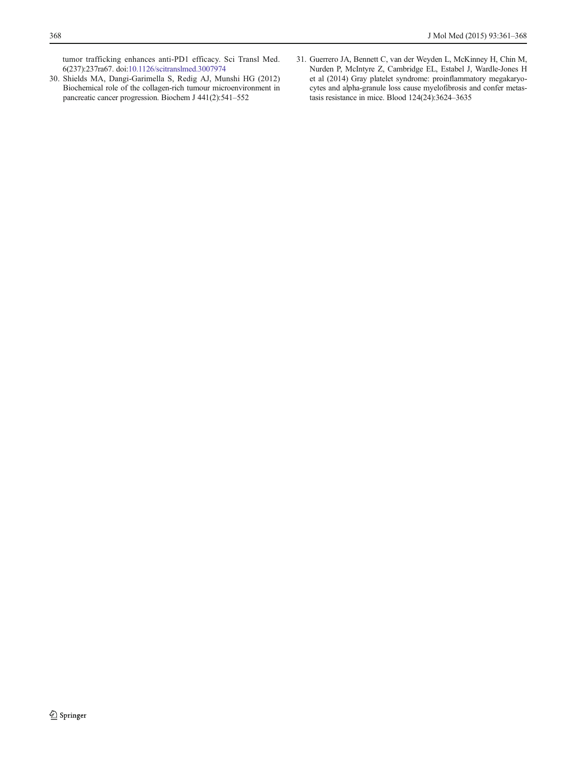tumor trafficking enhances anti-PD1 efficacy. Sci Transl Med. 6(237):237ra67. doi:10.1126/scitranslmed.3007974

30. Shields MA, Dangi-Garimella S, Redig AJ, Munshi HG (2012) Biochemical role of the collagen-rich tumour microenvironment in pancreatic cancer progression. Biochem J 441(2):541–552
31. Guerrero JA, Bennett C, van der Weyden L, McKinney H, Chin M, Nurden P, McIntyre Z, Cambridge EL, Estabel J, Wardle-Jones H et al (2014) Gray platelet syndrome: proinflammatory megakaryocytes and alpha-granule loss cause myelofibrosis and confer metastasis resistance in mice. Blood 124(24):3624–3635